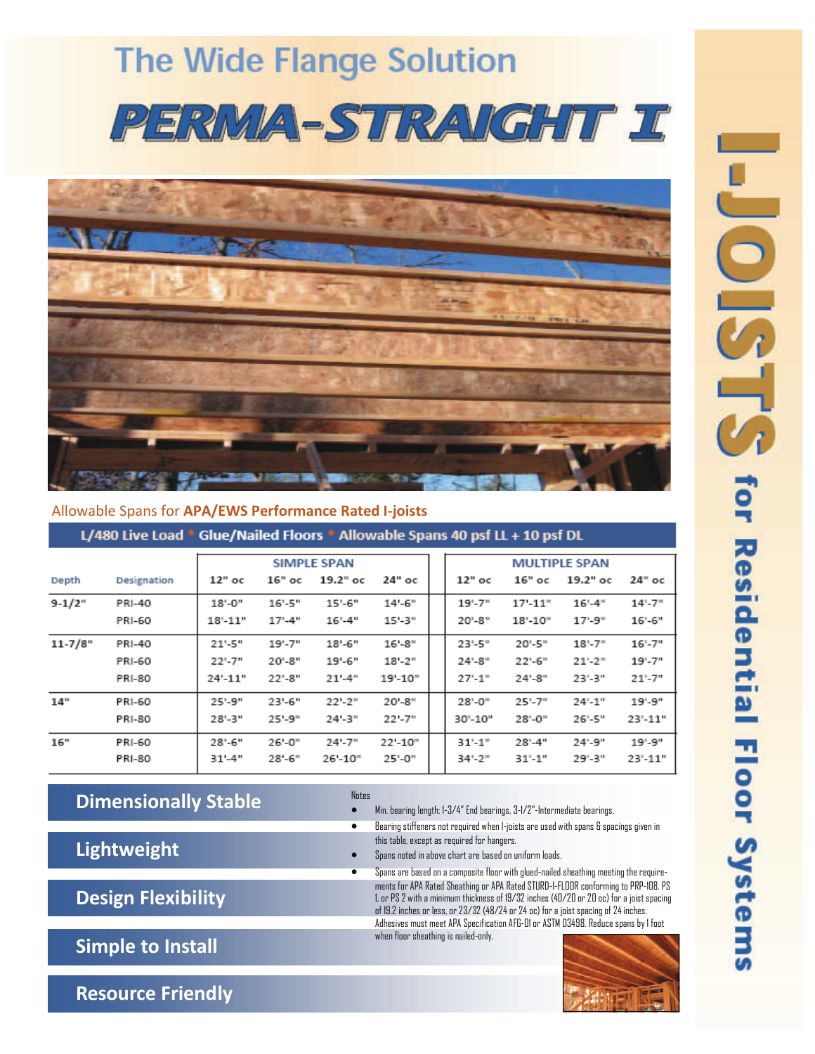# The Wide Flange Solution

# PERMA-STRAIGHT I

## I-JOISTS for Residential Floor Systems

Allowable Spans for **APA/EWS Performance Rated I-joists**

**L/480 Live Load * Glue/Nailed Floors * Allowable Spans 40 psf LL + 10 psf DL**

| Depth | Designation | SIMPLE SPAN 12" oc | SIMPLE SPAN 16" oc | SIMPLE SPAN 19.2" oc | SIMPLE SPAN 24" oc | MULTIPLE SPAN 12" oc | MULTIPLE SPAN 16" oc | MULTIPLE SPAN 19.2" oc | MULTIPLE SPAN 24" oc |
|---|---|---|---|---|---|---|---|---|---|
| 9-1/2" | PRI-40 | 18'-0" | 16'-5" | 15'-6" | 14'-6" | 19'-7" | 17'-11" | 16'-4" | 14'-7" |
| | PRI-60 | 18'-11" | 17'-4" | 16'-4" | 15'-3" | 20'-8" | 18'-10" | 17'-9" | 16'-6" |
| 11-7/8" | PRI-40 | 21'-5" | 19'-7" | 18'-6" | 16'-8" | 23'-5" | 20'-5" | 18'-7" | 16'-7" |
| | PRI-60 | 22'-7" | 20'-8" | 19'-6" | 18'-2" | 24'-8" | 22'-6" | 21'-2" | 19'-7" |
| | PRI-80 | 24'-11" | 22'-8" | 21'-4" | 19'-10" | 27'-1" | 24'-8" | 23'-3" | 21'-7" |
| 14" | PRI-60 | 25'-9" | 23'-6" | 22'-2" | 20'-8" | 28'-0" | 25'-7" | 24'-1" | 19'-9" |
| | PRI-80 | 28'-3" | 25'-9" | 24'-3" | 22'-7" | 30'-10" | 28'-0" | 26'-5" | 23'-11" |
| 16" | PRI-60 | 28'-6" | 26'-0" | 24'-7" | 22'-10" | 31'-1" | 28'-4" | 24'-9" | 19'-9" |
| | PRI-80 | 31'-4" | 28'-6" | 26'-10" | 25'-0" | 34'-2" | 31'-1" | 29'-3" | 23'-11" |

**Dimensionally Stable**

**Lightweight**

**Design Flexibility**

**Simple to Install**

**Resource Friendly**

Notes

- Min. bearing length: 1-3/4" End bearings, 3-1/2"-Intermediate bearings.
- Bearing stiffeners not required when I-joists are used with spans & spacings given in this table, except as required for hangers.
- Spans noted in above chart are based on uniform loads.
- Spans are based on a composite floor with glued-nailed sheathing meeting the requirements for APA Rated Sheathing or APA Rated STURD-I-FLOOR conforming to PRP-108, PS 1, or PS 2 with a minimum thickness of 19/32 inches (40/20 or 20 oc) for a joist spacing of 19.2 inches or less, or 23/32 (48/24 or 24 oc) for a joist spacing of 24 inches. Adhesives must meet APA Specification AFG-01 or ASTM D3498. Reduce spans by 1 foot when floor sheathing is nailed-only.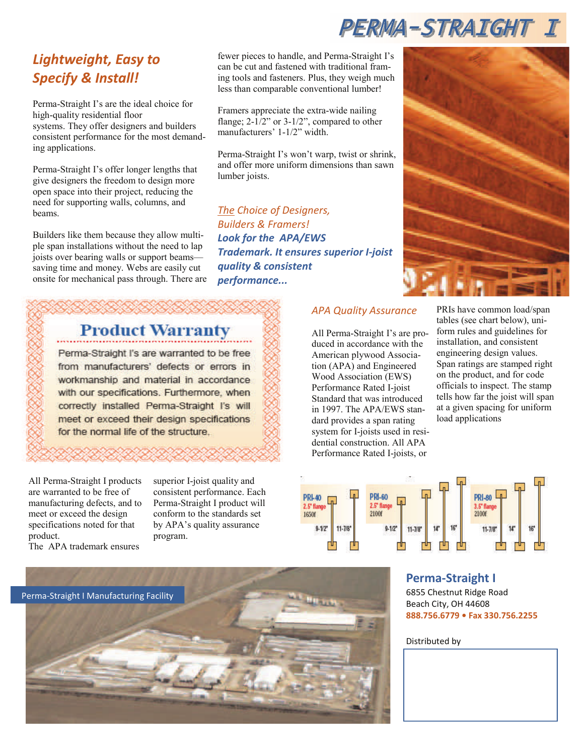# PERMA-STRAIGHT I

## *Lightweight, Easy to Specify & Install!*

Perma-Straight I's are the ideal choice for high-quality residential floor systems. They offer designers and builders consistent performance for the most demanding applications.

Perma-Straight I's offer longer lengths that give designers the freedom to design more open space into their project, reducing the need for supporting walls, columns, and beams.

Builders like them because they allow multiple span installations without the need to lap joists over bearing walls or support beams—saving time and money. Webs are easily cut onsite for mechanical pass through. There are fewer pieces to handle, and Perma-Straight I's can be cut and fastened with traditional framing tools and fasteners. Plus, they weigh much less than comparable conventional lumber!

Framers appreciate the extra-wide nailing flange; 2-1/2" or 3-1/2", compared to other manufacturers' 1-1/2" width.

Perma-Straight I's won't warp, twist or shrink, and offer more uniform dimensions than sawn lumber joists.

*The Choice of Designers, Builders & Framers!*

***Look for the APA/EWS Trademark. It ensures superior I-joist quality & consistent performance...***

## Product Warranty

Perma-Straight I's are warranted to be free from manufacturers' defects or errors in workmanship and material in accordance with our specifications. Furthermore, when correctly installed Perma-Straight I's will meet or exceed their design specifications for the normal life of the structure.

All Perma-Straight I products are warranted to be free of manufacturing defects, and to meet or exceed the design specifications noted for that product.

The APA trademark ensures superior I-joist quality and consistent performance. Each Perma-Straight I product will conform to the standards set by APA's quality assurance program.

### *APA Quality Assurance*

All Perma-Straight I's are produced in accordance with the American plywood Association (APA) and Engineered Wood Association (EWS) Performance Rated I-joist Standard that was introduced in 1997. The APA/EWS standard provides a span rating system for I-joists used in residential construction. All APA Performance Rated I-joists, or PRIs have common load/span tables (see chart below), uniform rules and guidelines for installation, and consistent engineering design values. Span ratings are stamped right on the product, and for code officials to inspect. The stamp tells how far the joist will span at a given spacing for uniform load applications

PRI-40
2.5" flange
1650f
9-1/2" 11-7/8"

PRI-60
2.5" flange
2100f
9-1/2" 11-7/8" 14" 16"

PRI-80
3.5" flange
2100f
11-7/8" 14" 16"

Perma-Straight I Manufacturing Facility

## Perma-Straight I

6855 Chestnut Ridge Road
Beach City, OH 44608
**888.756.6779 • Fax 330.756.2255**

Distributed by